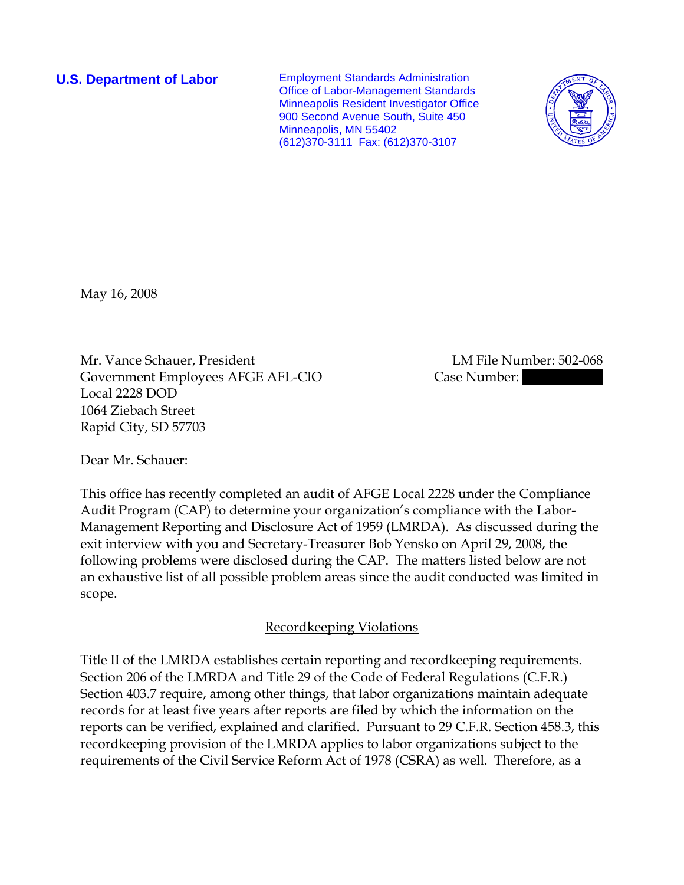**U.S. Department of Labor**

Employment Standards Administration
Office of Labor-Management Standards
Minneapolis Resident Investigator Office
900 Second Avenue South, Suite 450
Minneapolis, MN 55402
(612)370-3111 Fax: (612)370-3107

May 16, 2008

Mr. Vance Schauer, President
Government Employees AFGE AFL-CIO
Local 2228 DOD
1064 Ziebach Street
Rapid City, SD 57703

LM File Number: 502-068
Case Number: 

Dear Mr. Schauer:

This office has recently completed an audit of AFGE Local 2228 under the Compliance Audit Program (CAP) to determine your organization's compliance with the Labor-Management Reporting and Disclosure Act of 1959 (LMRDA). As discussed during the exit interview with you and Secretary-Treasurer Bob Yensko on April 29, 2008, the following problems were disclosed during the CAP. The matters listed below are not an exhaustive list of all possible problem areas since the audit conducted was limited in scope.

## Recordkeeping Violations

Title II of the LMRDA establishes certain reporting and recordkeeping requirements. Section 206 of the LMRDA and Title 29 of the Code of Federal Regulations (C.F.R.) Section 403.7 require, among other things, that labor organizations maintain adequate records for at least five years after reports are filed by which the information on the reports can be verified, explained and clarified. Pursuant to 29 C.F.R. Section 458.3, this recordkeeping provision of the LMRDA applies to labor organizations subject to the requirements of the Civil Service Reform Act of 1978 (CSRA) as well. Therefore, as a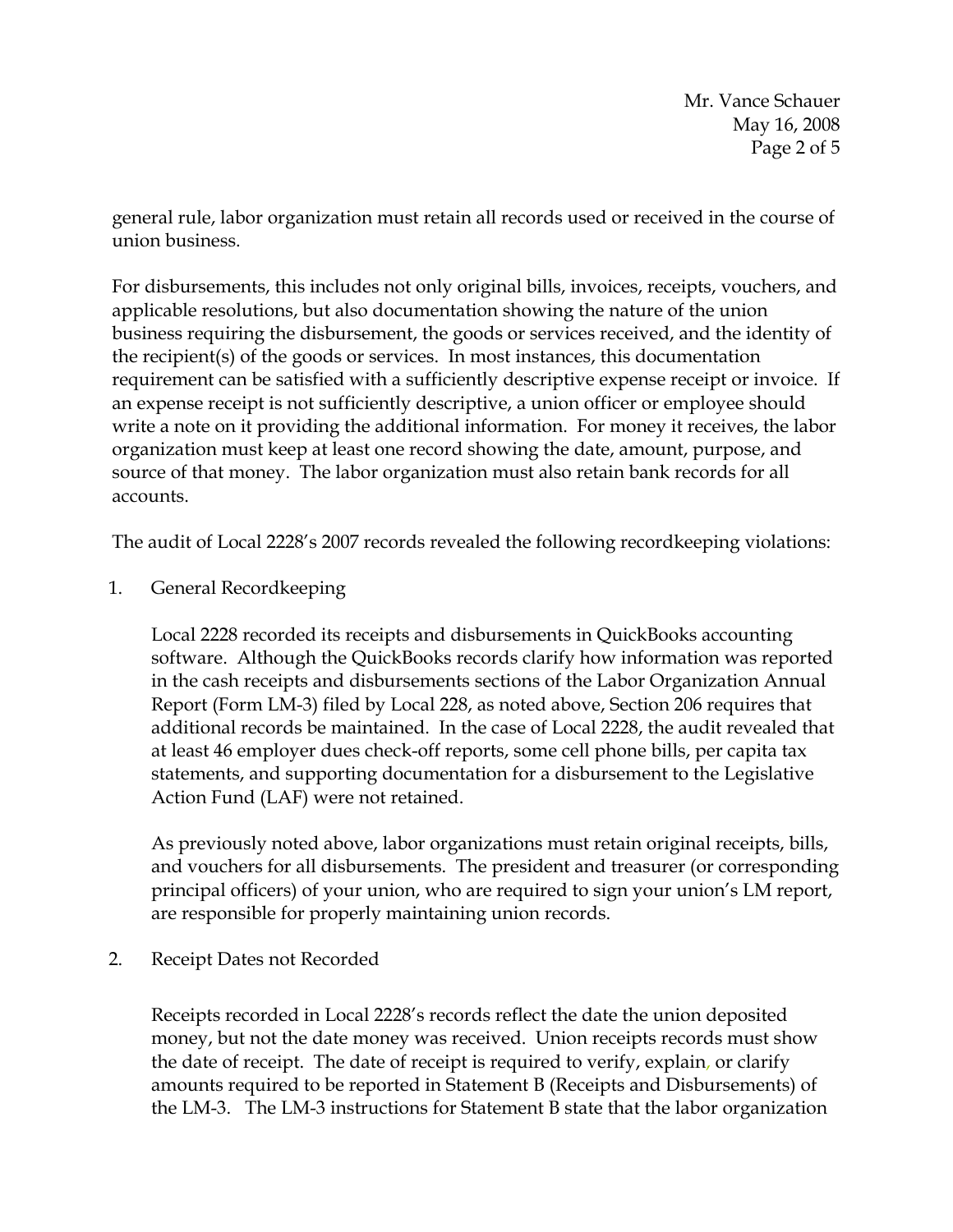general rule, labor organization must retain all records used or received in the course of union business.

For disbursements, this includes not only original bills, invoices, receipts, vouchers, and applicable resolutions, but also documentation showing the nature of the union business requiring the disbursement, the goods or services received, and the identity of the recipient(s) of the goods or services. In most instances, this documentation requirement can be satisfied with a sufficiently descriptive expense receipt or invoice. If an expense receipt is not sufficiently descriptive, a union officer or employee should write a note on it providing the additional information. For money it receives, the labor organization must keep at least one record showing the date, amount, purpose, and source of that money. The labor organization must also retain bank records for all accounts.

The audit of Local 2228's 2007 records revealed the following recordkeeping violations:

1. General Recordkeeping

   Local 2228 recorded its receipts and disbursements in QuickBooks accounting software. Although the QuickBooks records clarify how information was reported in the cash receipts and disbursements sections of the Labor Organization Annual Report (Form LM-3) filed by Local 228, as noted above, Section 206 requires that additional records be maintained. In the case of Local 2228, the audit revealed that at least 46 employer dues check-off reports, some cell phone bills, per capita tax statements, and supporting documentation for a disbursement to the Legislative Action Fund (LAF) were not retained.

   As previously noted above, labor organizations must retain original receipts, bills, and vouchers for all disbursements. The president and treasurer (or corresponding principal officers) of your union, who are required to sign your union's LM report, are responsible for properly maintaining union records.

2. Receipt Dates not Recorded

   Receipts recorded in Local 2228's records reflect the date the union deposited money, but not the date money was received. Union receipts records must show the date of receipt. The date of receipt is required to verify, explain, or clarify amounts required to be reported in Statement B (Receipts and Disbursements) of the LM-3. The LM-3 instructions for Statement B state that the labor organization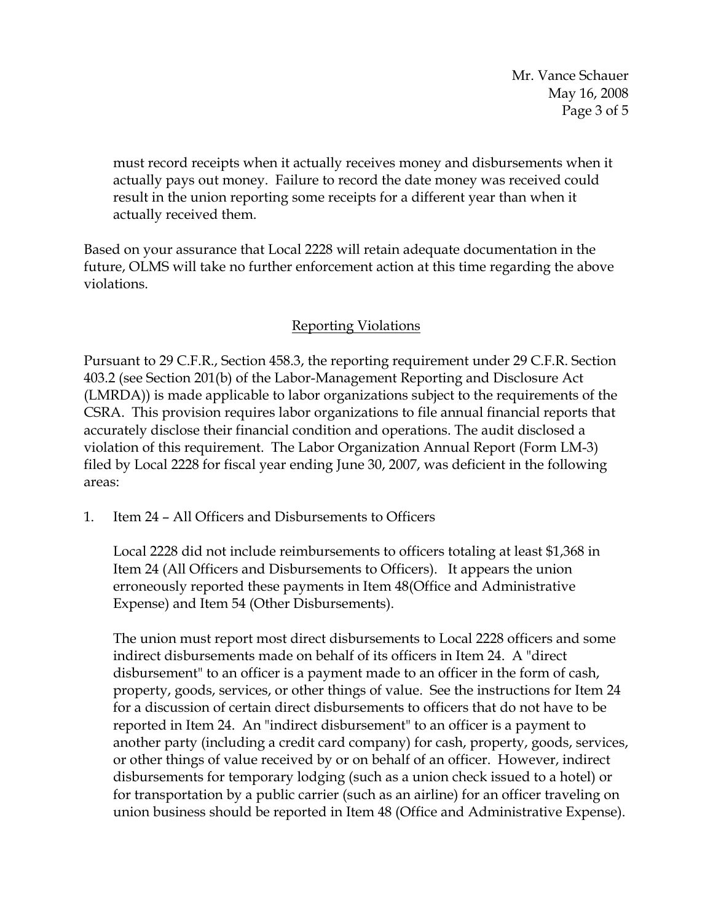must record receipts when it actually receives money and disbursements when it actually pays out money. Failure to record the date money was received could result in the union reporting some receipts for a different year than when it actually received them.

Based on your assurance that Local 2228 will retain adequate documentation in the future, OLMS will take no further enforcement action at this time regarding the above violations.

## Reporting Violations

Pursuant to 29 C.F.R., Section 458.3, the reporting requirement under 29 C.F.R. Section 403.2 (see Section 201(b) of the Labor-Management Reporting and Disclosure Act (LMRDA)) is made applicable to labor organizations subject to the requirements of the CSRA. This provision requires labor organizations to file annual financial reports that accurately disclose their financial condition and operations. The audit disclosed a violation of this requirement. The Labor Organization Annual Report (Form LM-3) filed by Local 2228 for fiscal year ending June 30, 2007, was deficient in the following areas:

1. Item 24 – All Officers and Disbursements to Officers

   Local 2228 did not include reimbursements to officers totaling at least $1,368 in Item 24 (All Officers and Disbursements to Officers). It appears the union erroneously reported these payments in Item 48(Office and Administrative Expense) and Item 54 (Other Disbursements).

   The union must report most direct disbursements to Local 2228 officers and some indirect disbursements made on behalf of its officers in Item 24. A "direct disbursement" to an officer is a payment made to an officer in the form of cash, property, goods, services, or other things of value. See the instructions for Item 24 for a discussion of certain direct disbursements to officers that do not have to be reported in Item 24. An "indirect disbursement" to an officer is a payment to another party (including a credit card company) for cash, property, goods, services, or other things of value received by or on behalf of an officer. However, indirect disbursements for temporary lodging (such as a union check issued to a hotel) or for transportation by a public carrier (such as an airline) for an officer traveling on union business should be reported in Item 48 (Office and Administrative Expense).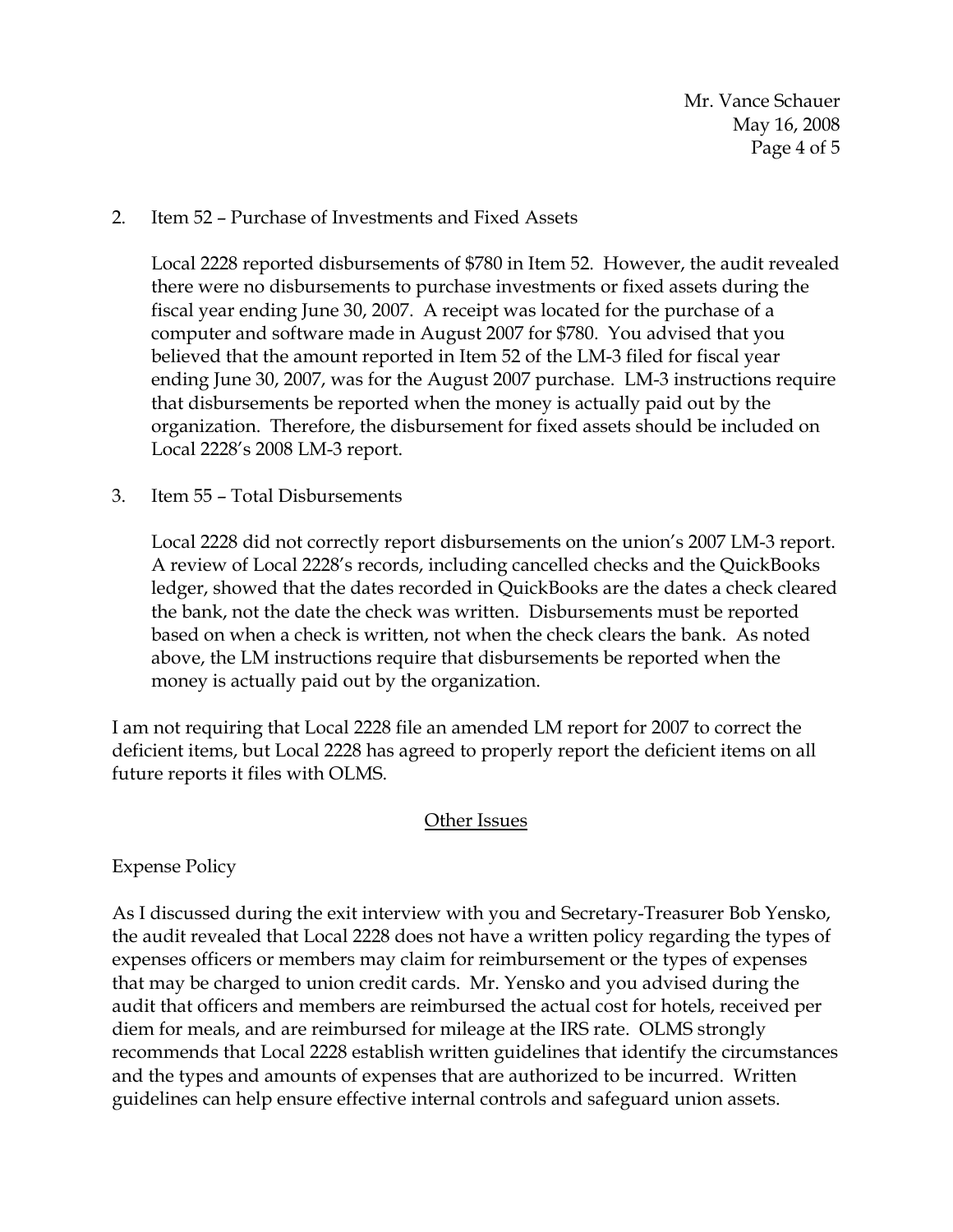2. Item 52 – Purchase of Investments and Fixed Assets

   Local 2228 reported disbursements of $780 in Item 52. However, the audit revealed there were no disbursements to purchase investments or fixed assets during the fiscal year ending June 30, 2007. A receipt was located for the purchase of a computer and software made in August 2007 for $780. You advised that you believed that the amount reported in Item 52 of the LM-3 filed for fiscal year ending June 30, 2007, was for the August 2007 purchase. LM-3 instructions require that disbursements be reported when the money is actually paid out by the organization. Therefore, the disbursement for fixed assets should be included on Local 2228's 2008 LM-3 report.

3. Item 55 – Total Disbursements

   Local 2228 did not correctly report disbursements on the union's 2007 LM-3 report. A review of Local 2228's records, including cancelled checks and the QuickBooks ledger, showed that the dates recorded in QuickBooks are the dates a check cleared the bank, not the date the check was written. Disbursements must be reported based on when a check is written, not when the check clears the bank. As noted above, the LM instructions require that disbursements be reported when the money is actually paid out by the organization.

I am not requiring that Local 2228 file an amended LM report for 2007 to correct the deficient items, but Local 2228 has agreed to properly report the deficient items on all future reports it files with OLMS.

## Other Issues

Expense Policy

As I discussed during the exit interview with you and Secretary-Treasurer Bob Yensko, the audit revealed that Local 2228 does not have a written policy regarding the types of expenses officers or members may claim for reimbursement or the types of expenses that may be charged to union credit cards. Mr. Yensko and you advised during the audit that officers and members are reimbursed the actual cost for hotels, received per diem for meals, and are reimbursed for mileage at the IRS rate. OLMS strongly recommends that Local 2228 establish written guidelines that identify the circumstances and the types and amounts of expenses that are authorized to be incurred. Written guidelines can help ensure effective internal controls and safeguard union assets.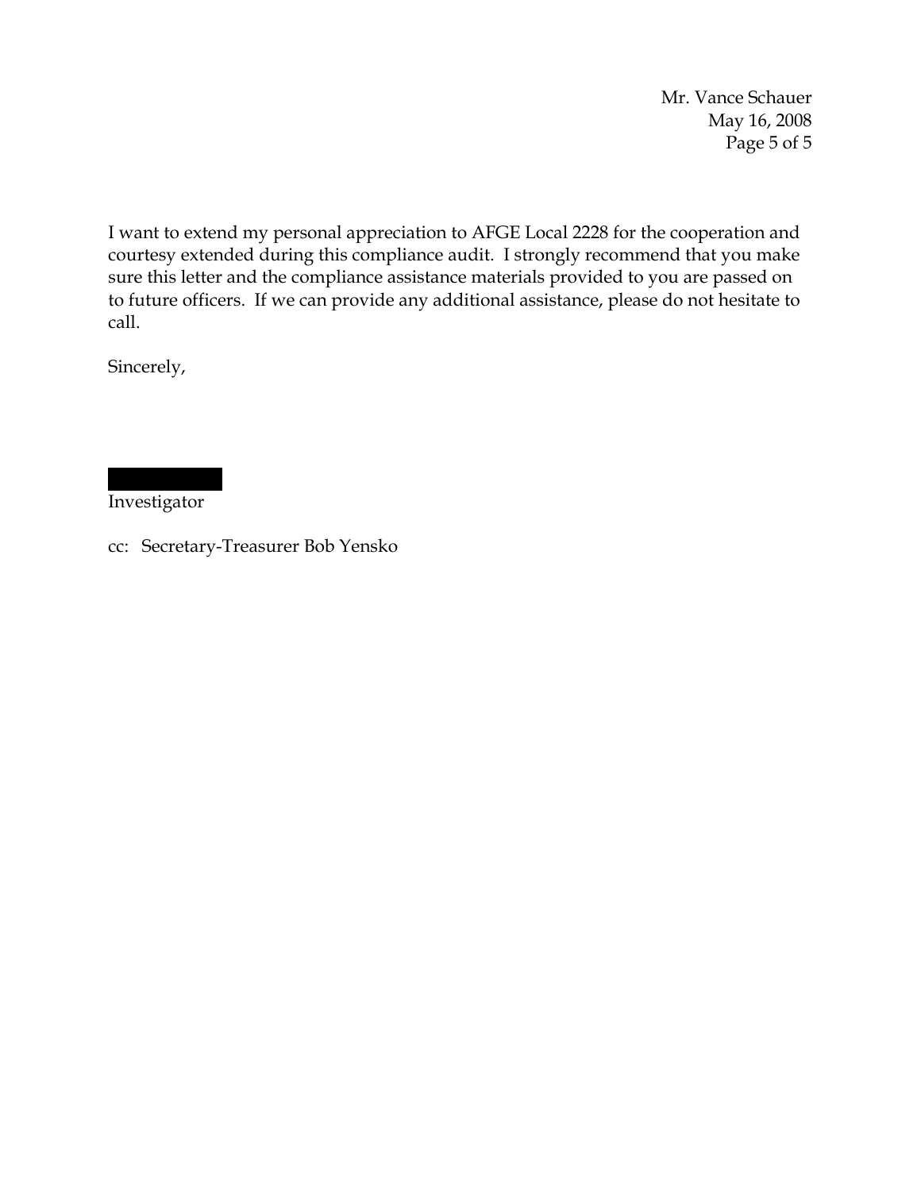I want to extend my personal appreciation to AFGE Local 2228 for the cooperation and courtesy extended during this compliance audit. I strongly recommend that you make sure this letter and the compliance assistance materials provided to you are passed on to future officers. If we can provide any additional assistance, please do not hesitate to call.

Sincerely,

Investigator

cc: Secretary-Treasurer Bob Yensko